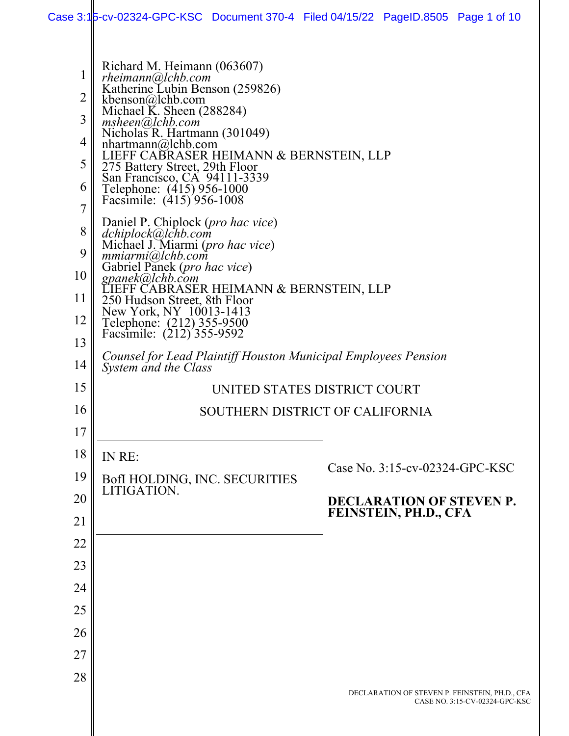Richard M. Heimann (063607)
*rheimann@lchb.com*
Katherine Lubin Benson (259826)
kbenson@lchb.com
Michael K. Sheen (288284)
*msheen@lchb.com*
Nicholas R. Hartmann (301049)
nhartmann@lchb.com
LIEFF CABRASER HEIMANN & BERNSTEIN, LLP
275 Battery Street, 29th Floor
San Francisco, CA 94111-3339
Telephone: (415) 956-1000
Facsimile: (415) 956-1008

Daniel P. Chiplock (*pro hac vice*)
*dchiplock@lchb.com*
Michael J. Miarmi (*pro hac vice*)
*mmiarmi@lchb.com*
Gabriel Panek (*pro hac vice*)
*gpanek@lchb.com*
LIEFF CABRASER HEIMANN & BERNSTEIN, LLP
250 Hudson Street, 8th Floor
New York, NY 10013-1413
Telephone: (212) 355-9500
Facsimile: (212) 355-9592

*Counsel for Lead Plaintiff Houston Municipal Employees Pension System and the Class*

UNITED STATES DISTRICT COURT

SOUTHERN DISTRICT OF CALIFORNIA

IN RE:

BofI HOLDING, INC. SECURITIES LITIGATION.

Case No. 3:15-cv-02324-GPC-KSC

**DECLARATION OF STEVEN P. FEINSTEIN, PH.D., CFA**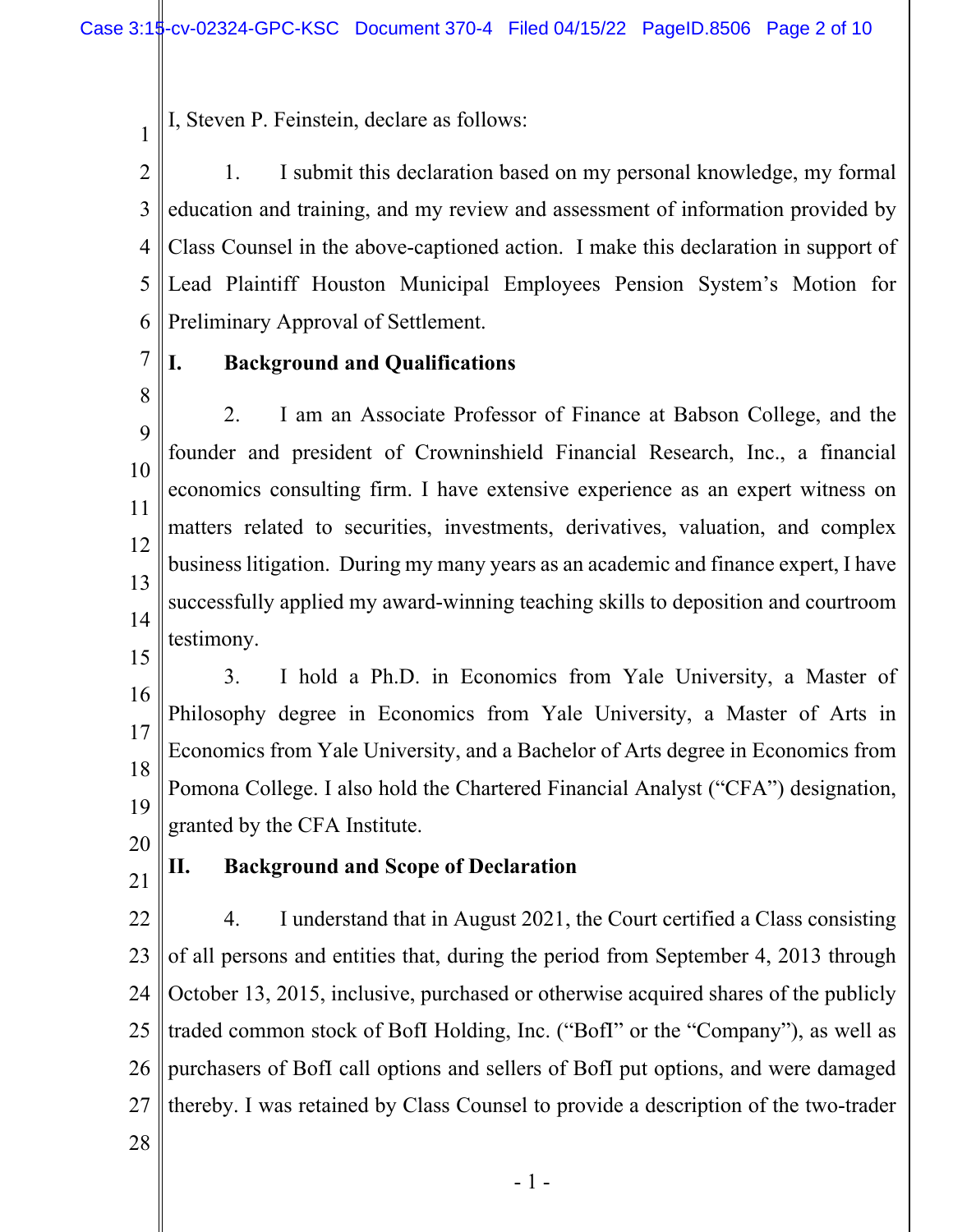I, Steven P. Feinstein, declare as follows:

1. I submit this declaration based on my personal knowledge, my formal education and training, and my review and assessment of information provided by Class Counsel in the above-captioned action. I make this declaration in support of Lead Plaintiff Houston Municipal Employees Pension System's Motion for Preliminary Approval of Settlement.

## I. Background and Qualifications

2. I am an Associate Professor of Finance at Babson College, and the founder and president of Crowninshield Financial Research, Inc., a financial economics consulting firm. I have extensive experience as an expert witness on matters related to securities, investments, derivatives, valuation, and complex business litigation. During my many years as an academic and finance expert, I have successfully applied my award-winning teaching skills to deposition and courtroom testimony.

3. I hold a Ph.D. in Economics from Yale University, a Master of Philosophy degree in Economics from Yale University, a Master of Arts in Economics from Yale University, and a Bachelor of Arts degree in Economics from Pomona College. I also hold the Chartered Financial Analyst ("CFA") designation, granted by the CFA Institute.

## II. Background and Scope of Declaration

4. I understand that in August 2021, the Court certified a Class consisting of all persons and entities that, during the period from September 4, 2013 through October 13, 2015, inclusive, purchased or otherwise acquired shares of the publicly traded common stock of BofI Holding, Inc. ("BofI" or the "Company"), as well as purchasers of BofI call options and sellers of BofI put options, and were damaged thereby. I was retained by Class Counsel to provide a description of the two-trader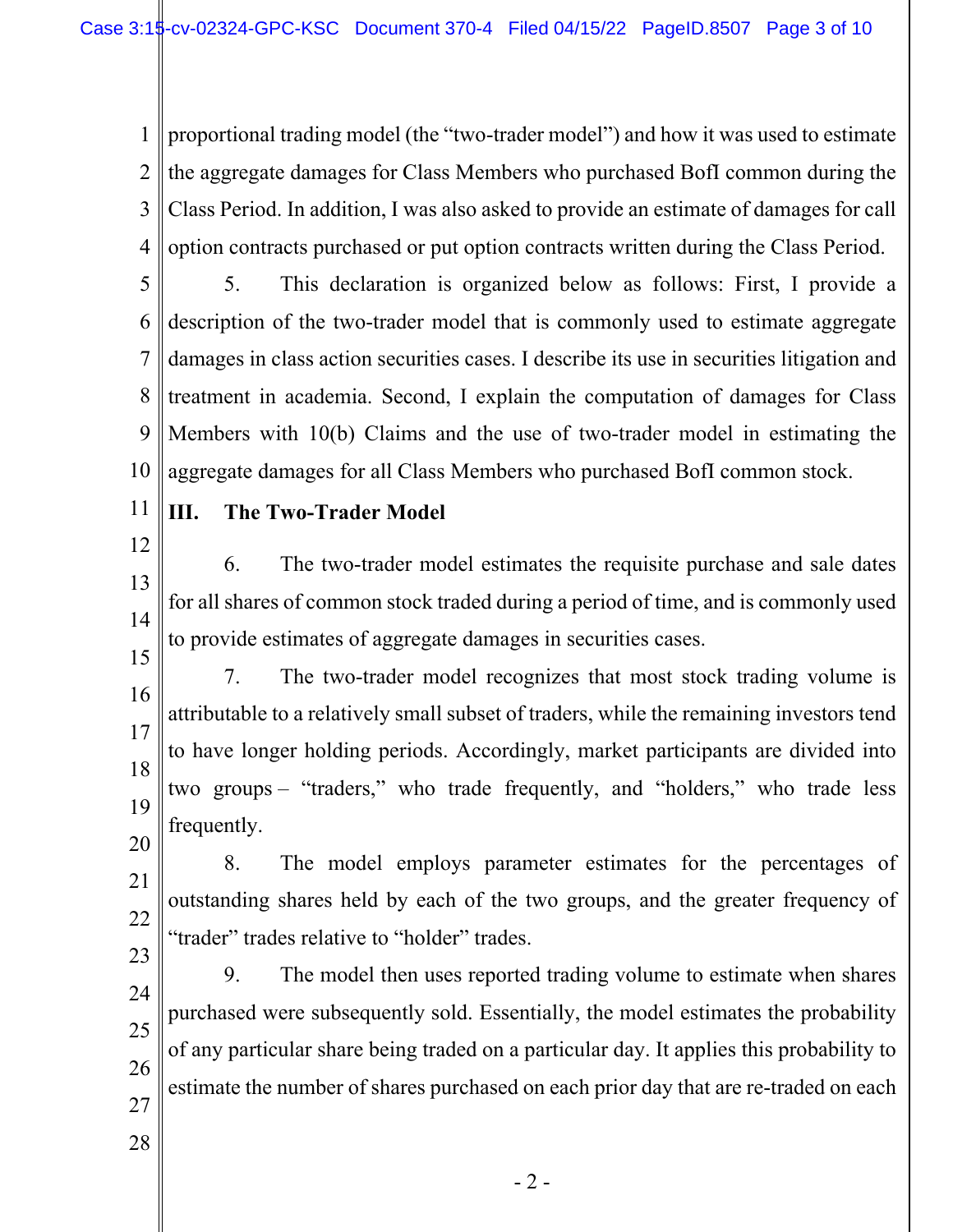proportional trading model (the "two-trader model") and how it was used to estimate the aggregate damages for Class Members who purchased BofI common during the Class Period. In addition, I was also asked to provide an estimate of damages for call option contracts purchased or put option contracts written during the Class Period.

5. This declaration is organized below as follows: First, I provide a description of the two-trader model that is commonly used to estimate aggregate damages in class action securities cases. I describe its use in securities litigation and treatment in academia. Second, I explain the computation of damages for Class Members with 10(b) Claims and the use of two-trader model in estimating the aggregate damages for all Class Members who purchased BofI common stock.

## III. The Two-Trader Model

6. The two-trader model estimates the requisite purchase and sale dates for all shares of common stock traded during a period of time, and is commonly used to provide estimates of aggregate damages in securities cases.

7. The two-trader model recognizes that most stock trading volume is attributable to a relatively small subset of traders, while the remaining investors tend to have longer holding periods. Accordingly, market participants are divided into two groups – "traders," who trade frequently, and "holders," who trade less frequently.

8. The model employs parameter estimates for the percentages of outstanding shares held by each of the two groups, and the greater frequency of "trader" trades relative to "holder" trades.

9. The model then uses reported trading volume to estimate when shares purchased were subsequently sold. Essentially, the model estimates the probability of any particular share being traded on a particular day. It applies this probability to estimate the number of shares purchased on each prior day that are re-traded on each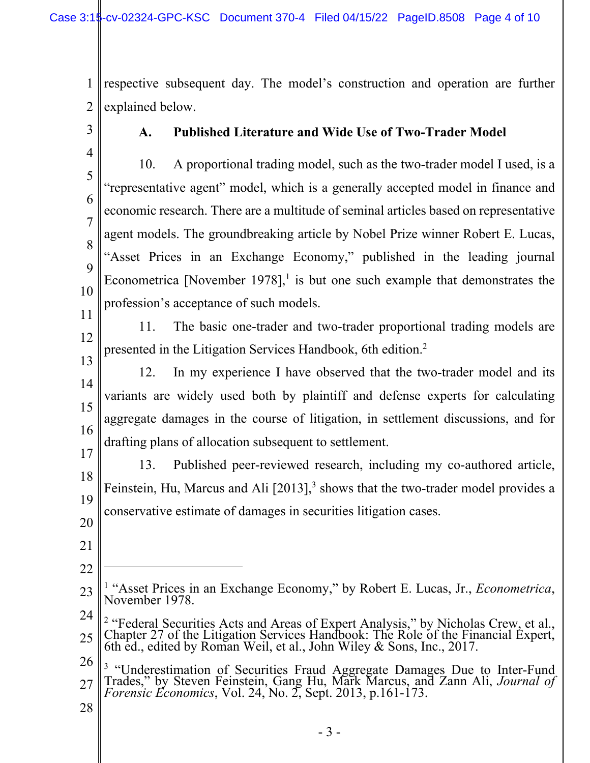respective subsequent day. The model's construction and operation are further explained below.

### A. Published Literature and Wide Use of Two-Trader Model

10. A proportional trading model, such as the two-trader model I used, is a "representative agent" model, which is a generally accepted model in finance and economic research. There are a multitude of seminal articles based on representative agent models. The groundbreaking article by Nobel Prize winner Robert E. Lucas, "Asset Prices in an Exchange Economy," published in the leading journal Econometrica [November 1978],[1] is but one such example that demonstrates the profession's acceptance of such models.

11. The basic one-trader and two-trader proportional trading models are presented in the Litigation Services Handbook, 6th edition.[2]

12. In my experience I have observed that the two-trader model and its variants are widely used both by plaintiff and defense experts for calculating aggregate damages in the course of litigation, in settlement discussions, and for drafting plans of allocation subsequent to settlement.

13. Published peer-reviewed research, including my co-authored article, Feinstein, Hu, Marcus and Ali [2013],[3] shows that the two-trader model provides a conservative estimate of damages in securities litigation cases.

---

[1] "Asset Prices in an Exchange Economy," by Robert E. Lucas, Jr., *Econometrica*, November 1978.

[2] "Federal Securities Acts and Areas of Expert Analysis," by Nicholas Crew, et al., Chapter 27 of the Litigation Services Handbook: The Role of the Financial Expert, 6th ed., edited by Roman Weil, et al., John Wiley & Sons, Inc., 2017.

[3] "Underestimation of Securities Fraud Aggregate Damages Due to Inter-Fund Trades," by Steven Feinstein, Gang Hu, Mark Marcus, and Zann Ali, *Journal of Forensic Economics*, Vol. 24, No. 2, Sept. 2013, p.161-173.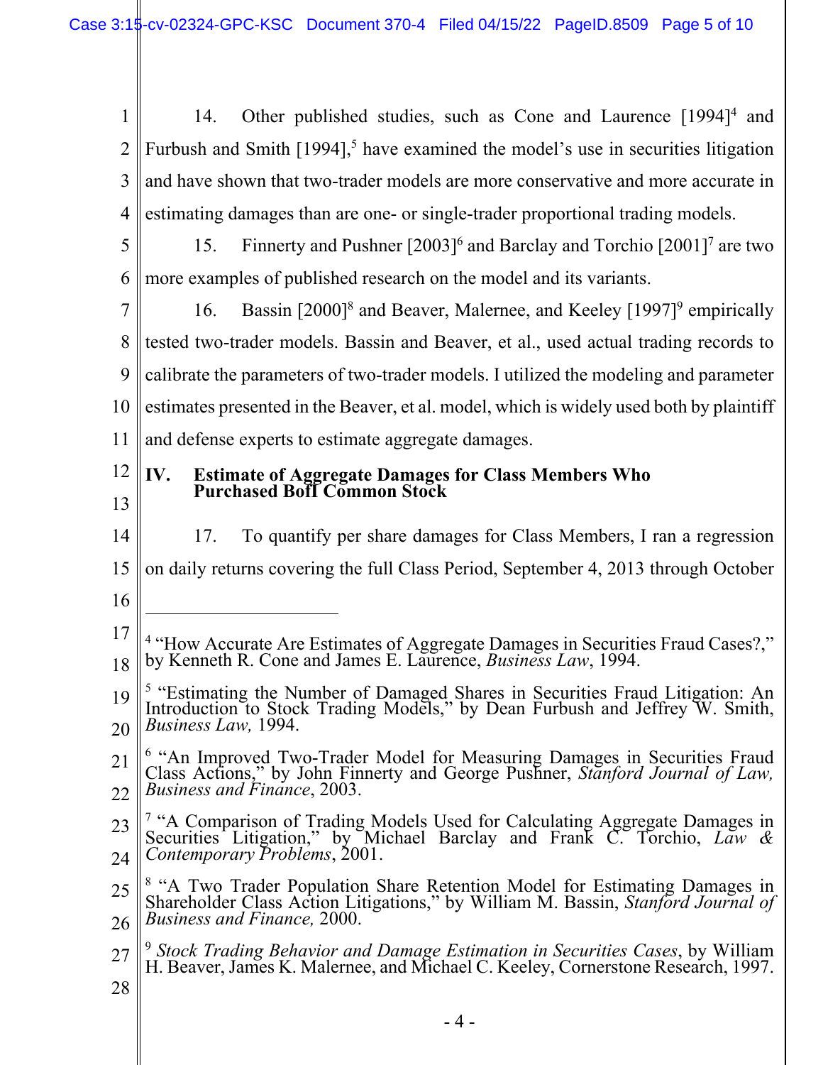14. Other published studies, such as Cone and Laurence [1994][4] and Furbush and Smith [1994],[5] have examined the model's use in securities litigation and have shown that two-trader models are more conservative and more accurate in estimating damages than are one- or single-trader proportional trading models.

15. Finnerty and Pushner [2003][6] and Barclay and Torchio [2001][7] are two more examples of published research on the model and its variants.

16. Bassin [2000][8] and Beaver, Malernee, and Keeley [1997][9] empirically tested two-trader models. Bassin and Beaver, et al., used actual trading records to calibrate the parameters of two-trader models. I utilized the modeling and parameter estimates presented in the Beaver, et al. model, which is widely used both by plaintiff and defense experts to estimate aggregate damages.

## IV. Estimate of Aggregate Damages for Class Members Who Purchased BofI Common Stock

17. To quantify per share damages for Class Members, I ran a regression on daily returns covering the full Class Period, September 4, 2013 through October

---

[4] "How Accurate Are Estimates of Aggregate Damages in Securities Fraud Cases?," by Kenneth R. Cone and James E. Laurence, *Business Law*, 1994.

[5] "Estimating the Number of Damaged Shares in Securities Fraud Litigation: An Introduction to Stock Trading Models," by Dean Furbush and Jeffrey W. Smith, *Business Law,* 1994.

[6] "An Improved Two-Trader Model for Measuring Damages in Securities Fraud Class Actions," by John Finnerty and George Pushner, *Stanford Journal of Law, Business and Finance*, 2003.

[7] "A Comparison of Trading Models Used for Calculating Aggregate Damages in Securities Litigation," by Michael Barclay and Frank C. Torchio, *Law & Contemporary Problems*, 2001.

[8] "A Two Trader Population Share Retention Model for Estimating Damages in Shareholder Class Action Litigations," by William M. Bassin, *Stanford Journal of Business and Finance,* 2000.

[9] *Stock Trading Behavior and Damage Estimation in Securities Cases*, by William H. Beaver, James K. Malernee, and Michael C. Keeley, Cornerstone Research, 1997.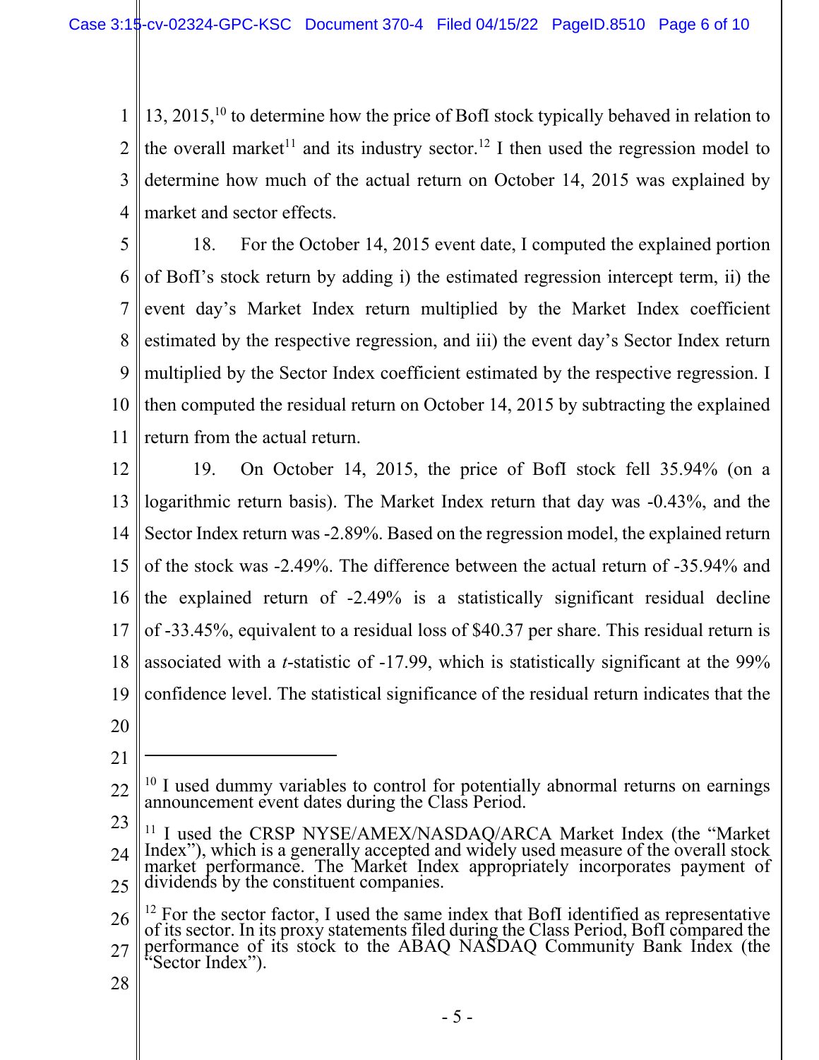13, 2015,[10] to determine how the price of BofI stock typically behaved in relation to the overall market[11] and its industry sector.[12] I then used the regression model to determine how much of the actual return on October 14, 2015 was explained by market and sector effects.

18. For the October 14, 2015 event date, I computed the explained portion of BofI's stock return by adding i) the estimated regression intercept term, ii) the event day's Market Index return multiplied by the Market Index coefficient estimated by the respective regression, and iii) the event day's Sector Index return multiplied by the Sector Index coefficient estimated by the respective regression. I then computed the residual return on October 14, 2015 by subtracting the explained return from the actual return.

19. On October 14, 2015, the price of BofI stock fell 35.94% (on a logarithmic return basis). The Market Index return that day was -0.43%, and the Sector Index return was -2.89%. Based on the regression model, the explained return of the stock was -2.49%. The difference between the actual return of -35.94% and the explained return of -2.49% is a statistically significant residual decline of -33.45%, equivalent to a residual loss of $40.37 per share. This residual return is associated with a *t*-statistic of -17.99, which is statistically significant at the 99% confidence level. The statistical significance of the residual return indicates that the

---

[10] I used dummy variables to control for potentially abnormal returns on earnings announcement event dates during the Class Period.

[11] I used the CRSP NYSE/AMEX/NASDAQ/ARCA Market Index (the "Market Index"), which is a generally accepted and widely used measure of the overall stock market performance. The Market Index appropriately incorporates payment of dividends by the constituent companies.

[12] For the sector factor, I used the same index that BofI identified as representative of its sector. In its proxy statements filed during the Class Period, BofI compared the performance of its stock to the ABAQ NASDAQ Community Bank Index (the "Sector Index").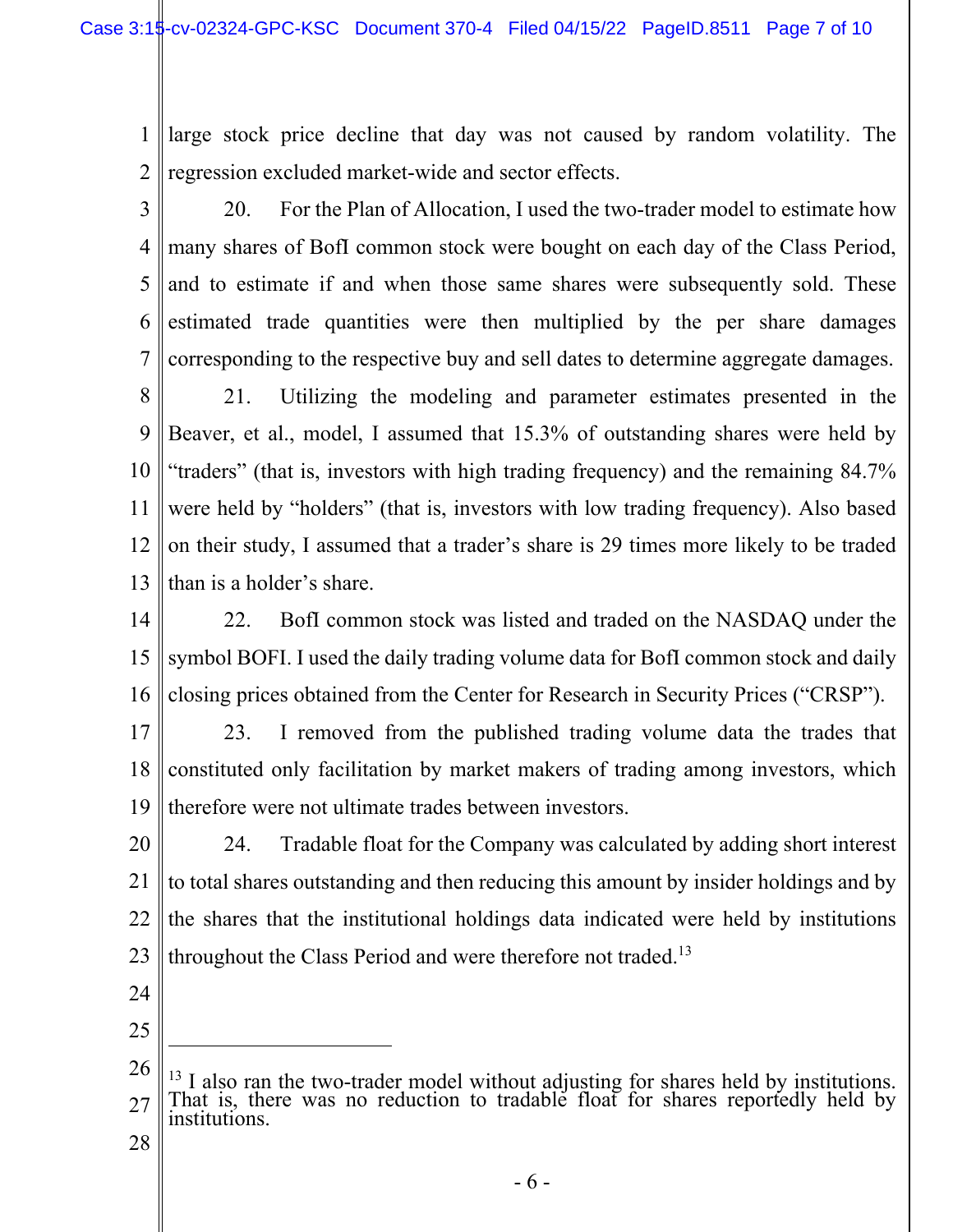large stock price decline that day was not caused by random volatility. The regression excluded market-wide and sector effects.

20. For the Plan of Allocation, I used the two-trader model to estimate how many shares of BofI common stock were bought on each day of the Class Period, and to estimate if and when those same shares were subsequently sold. These estimated trade quantities were then multiplied by the per share damages corresponding to the respective buy and sell dates to determine aggregate damages.

21. Utilizing the modeling and parameter estimates presented in the Beaver, et al., model, I assumed that 15.3% of outstanding shares were held by "traders" (that is, investors with high trading frequency) and the remaining 84.7% were held by "holders" (that is, investors with low trading frequency). Also based on their study, I assumed that a trader's share is 29 times more likely to be traded than is a holder's share.

22. BofI common stock was listed and traded on the NASDAQ under the symbol BOFI. I used the daily trading volume data for BofI common stock and daily closing prices obtained from the Center for Research in Security Prices ("CRSP").

23. I removed from the published trading volume data the trades that constituted only facilitation by market makers of trading among investors, which therefore were not ultimate trades between investors.

24. Tradable float for the Company was calculated by adding short interest to total shares outstanding and then reducing this amount by insider holdings and by the shares that the institutional holdings data indicated were held by institutions throughout the Class Period and were therefore not traded.[13]

---

[13] I also ran the two-trader model without adjusting for shares held by institutions. That is, there was no reduction to tradable float for shares reportedly held by institutions.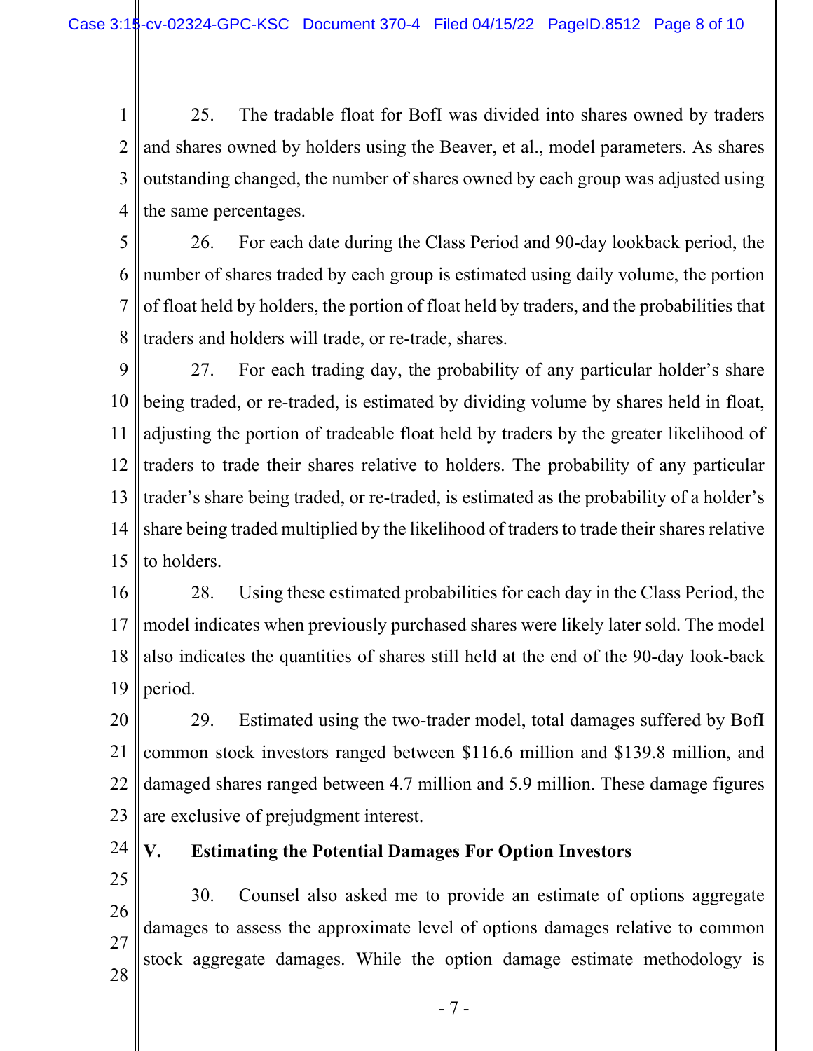25. The tradable float for BofI was divided into shares owned by traders and shares owned by holders using the Beaver, et al., model parameters. As shares outstanding changed, the number of shares owned by each group was adjusted using the same percentages.

26. For each date during the Class Period and 90-day lookback period, the number of shares traded by each group is estimated using daily volume, the portion of float held by holders, the portion of float held by traders, and the probabilities that traders and holders will trade, or re-trade, shares.

27. For each trading day, the probability of any particular holder's share being traded, or re-traded, is estimated by dividing volume by shares held in float, adjusting the portion of tradeable float held by traders by the greater likelihood of traders to trade their shares relative to holders. The probability of any particular trader's share being traded, or re-traded, is estimated as the probability of a holder's share being traded multiplied by the likelihood of traders to trade their shares relative to holders.

28. Using these estimated probabilities for each day in the Class Period, the model indicates when previously purchased shares were likely later sold. The model also indicates the quantities of shares still held at the end of the 90-day look-back period.

29. Estimated using the two-trader model, total damages suffered by BofI common stock investors ranged between $116.6 million and $139.8 million, and damaged shares ranged between 4.7 million and 5.9 million. These damage figures are exclusive of prejudgment interest.

## V. Estimating the Potential Damages For Option Investors

30. Counsel also asked me to provide an estimate of options aggregate damages to assess the approximate level of options damages relative to common stock aggregate damages. While the option damage estimate methodology is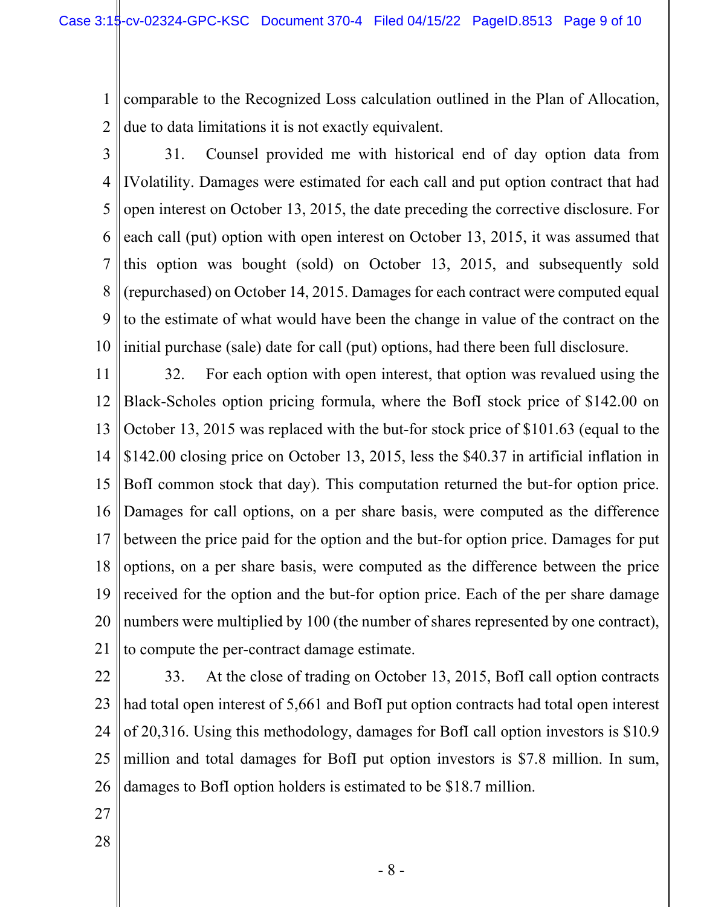comparable to the Recognized Loss calculation outlined in the Plan of Allocation, due to data limitations it is not exactly equivalent.

31. Counsel provided me with historical end of day option data from IVolatility. Damages were estimated for each call and put option contract that had open interest on October 13, 2015, the date preceding the corrective disclosure. For each call (put) option with open interest on October 13, 2015, it was assumed that this option was bought (sold) on October 13, 2015, and subsequently sold (repurchased) on October 14, 2015. Damages for each contract were computed equal to the estimate of what would have been the change in value of the contract on the initial purchase (sale) date for call (put) options, had there been full disclosure.

32. For each option with open interest, that option was revalued using the Black-Scholes option pricing formula, where the BofI stock price of $142.00 on October 13, 2015 was replaced with the but-for stock price of $101.63 (equal to the $142.00 closing price on October 13, 2015, less the $40.37 in artificial inflation in BofI common stock that day). This computation returned the but-for option price. Damages for call options, on a per share basis, were computed as the difference between the price paid for the option and the but-for option price. Damages for put options, on a per share basis, were computed as the difference between the price received for the option and the but-for option price. Each of the per share damage numbers were multiplied by 100 (the number of shares represented by one contract), to compute the per-contract damage estimate.

33. At the close of trading on October 13, 2015, BofI call option contracts had total open interest of 5,661 and BofI put option contracts had total open interest of 20,316. Using this methodology, damages for BofI call option investors is $10.9 million and total damages for BofI put option investors is $7.8 million. In sum, damages to BofI option holders is estimated to be $18.7 million.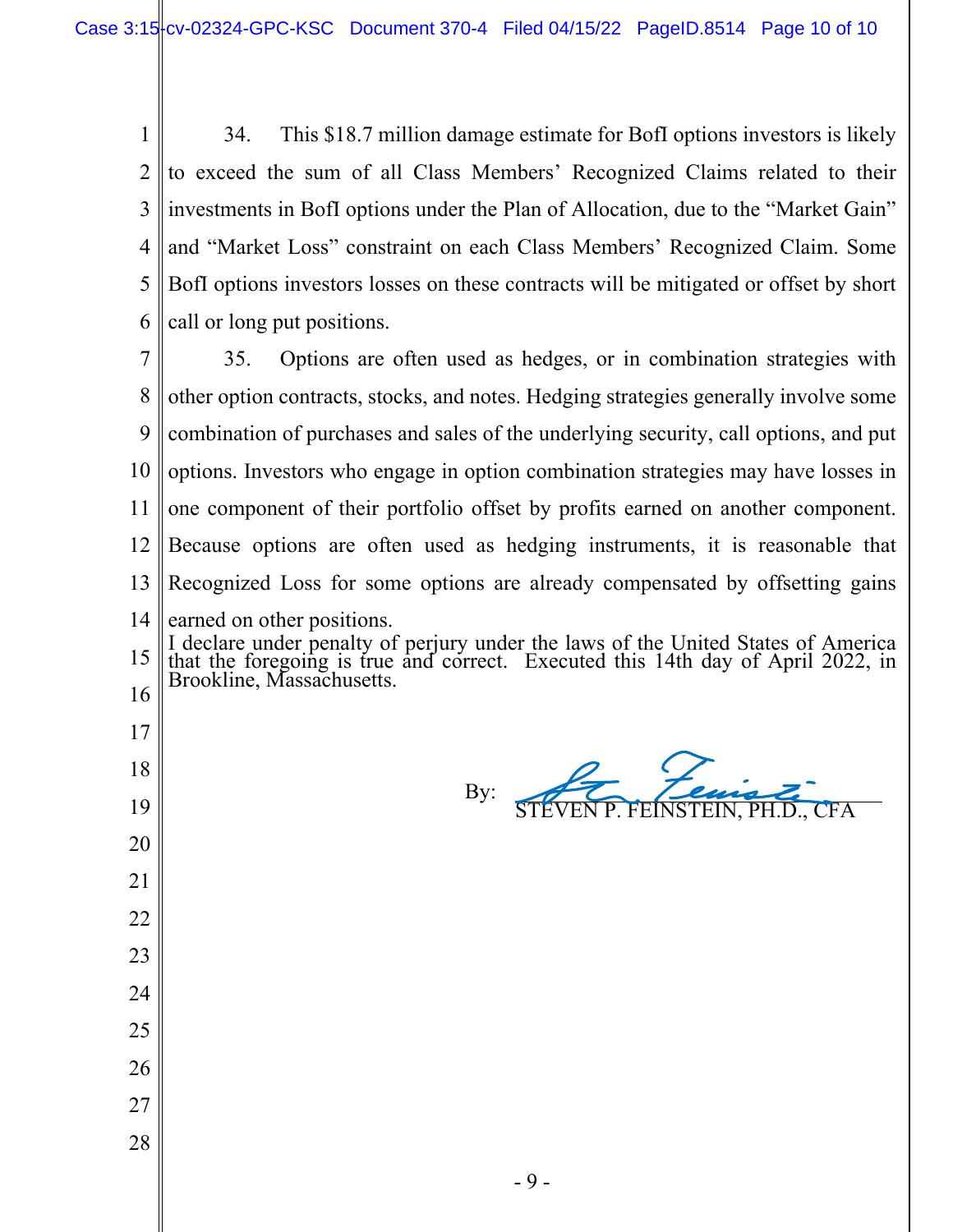34. This $18.7 million damage estimate for BofI options investors is likely to exceed the sum of all Class Members' Recognized Claims related to their investments in BofI options under the Plan of Allocation, due to the "Market Gain" and "Market Loss" constraint on each Class Members' Recognized Claim. Some BofI options investors losses on these contracts will be mitigated or offset by short call or long put positions.

35. Options are often used as hedges, or in combination strategies with other option contracts, stocks, and notes. Hedging strategies generally involve some combination of purchases and sales of the underlying security, call options, and put options. Investors who engage in option combination strategies may have losses in one component of their portfolio offset by profits earned on another component. Because options are often used as hedging instruments, it is reasonable that Recognized Loss for some options are already compensated by offsetting gains earned on other positions.

I declare under penalty of perjury under the laws of the United States of America that the foregoing is true and correct. Executed this 14th day of April 2022, in Brookline, Massachusetts.

By: ______________________

STEVEN P. FEINSTEIN, PH.D., CFA